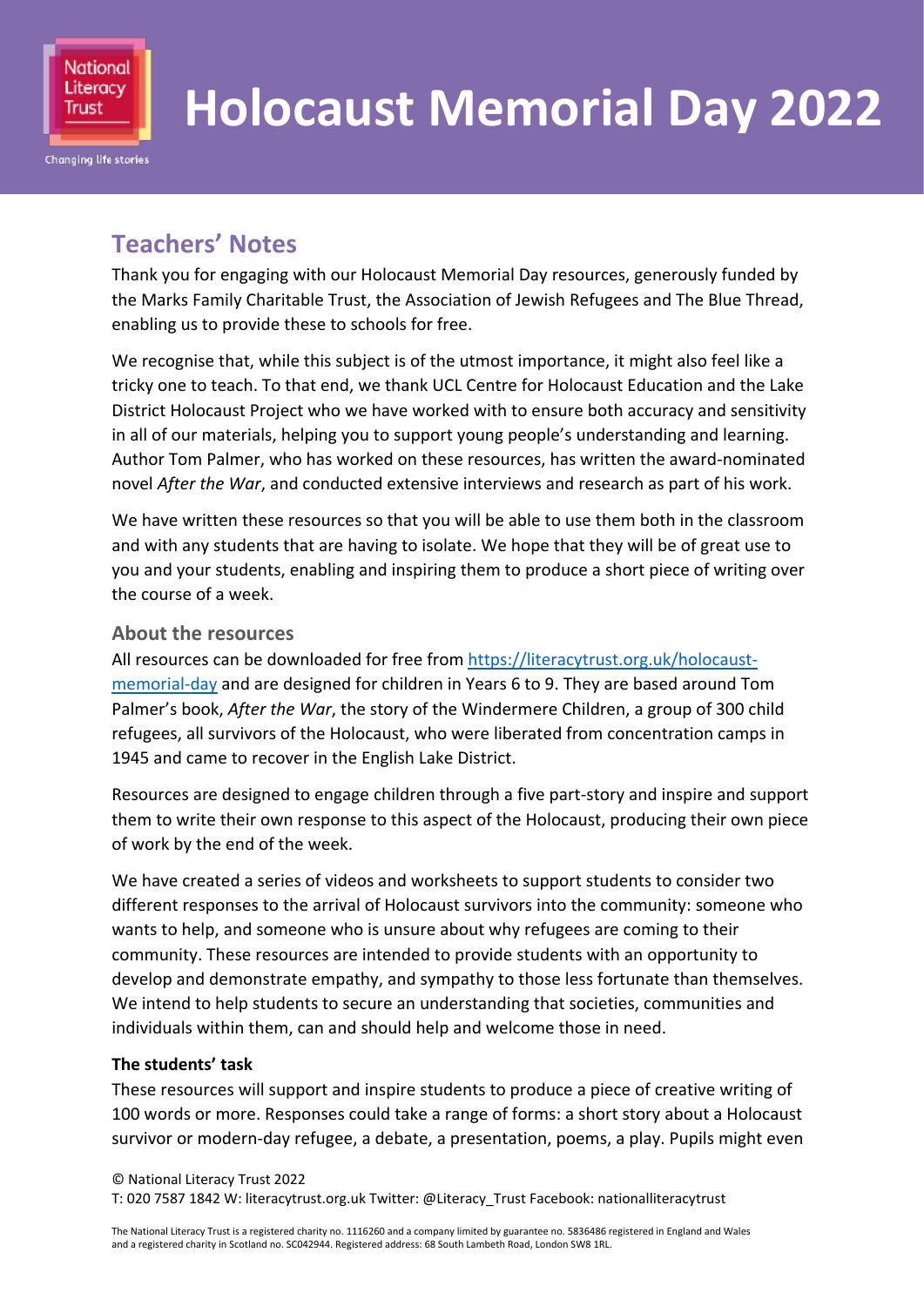# Holocaust Memorial Day 2022

## Teachers' Notes

Thank you for engaging with our Holocaust Memorial Day resources, generously funded by the Marks Family Charitable Trust, the Association of Jewish Refugees and The Blue Thread, enabling us to provide these to schools for free.

We recognise that, while this subject is of the utmost importance, it might also feel like a tricky one to teach. To that end, we thank UCL Centre for Holocaust Education and the Lake District Holocaust Project who we have worked with to ensure both accuracy and sensitivity in all of our materials, helping you to support young people's understanding and learning. Author Tom Palmer, who has worked on these resources, has written the award-nominated novel *After the War*, and conducted extensive interviews and research as part of his work.

We have written these resources so that you will be able to use them both in the classroom and with any students that are having to isolate. We hope that they will be of great use to you and your students, enabling and inspiring them to produce a short piece of writing over the course of a week.

### About the resources

All resources can be downloaded for free from [https://literacytrust.org.uk/holocaust-memorial-day](https://literacytrust.org.uk/holocaust-memorial-day) and are designed for children in Years 6 to 9. They are based around Tom Palmer's book, *After the War*, the story of the Windermere Children, a group of 300 child refugees, all survivors of the Holocaust, who were liberated from concentration camps in 1945 and came to recover in the English Lake District.

Resources are designed to engage children through a five part-story and inspire and support them to write their own response to this aspect of the Holocaust, producing their own piece of work by the end of the week.

We have created a series of videos and worksheets to support students to consider two different responses to the arrival of Holocaust survivors into the community: someone who wants to help, and someone who is unsure about why refugees are coming to their community. These resources are intended to provide students with an opportunity to develop and demonstrate empathy, and sympathy to those less fortunate than themselves. We intend to help students to secure an understanding that societies, communities and individuals within them, can and should help and welcome those in need.

**The students' task**

These resources will support and inspire students to produce a piece of creative writing of 100 words or more. Responses could take a range of forms: a short story about a Holocaust survivor or modern-day refugee, a debate, a presentation, poems, a play. Pupils might even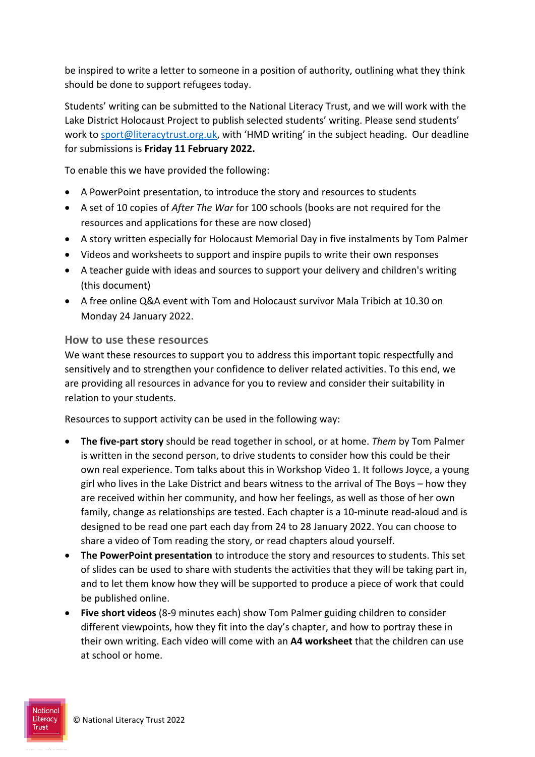be inspired to write a letter to someone in a position of authority, outlining what they think should be done to support refugees today.

Students' writing can be submitted to the National Literacy Trust, and we will work with the Lake District Holocaust Project to publish selected students' writing. Please send students' work to sport@literacytrust.org.uk, with 'HMD writing' in the subject heading. Our deadline for submissions is **Friday 11 February 2022.**

To enable this we have provided the following:

- A PowerPoint presentation, to introduce the story and resources to students
- A set of 10 copies of *After The War* for 100 schools (books are not required for the resources and applications for these are now closed)
- A story written especially for Holocaust Memorial Day in five instalments by Tom Palmer
- Videos and worksheets to support and inspire pupils to write their own responses
- A teacher guide with ideas and sources to support your delivery and children's writing (this document)
- A free online Q&A event with Tom and Holocaust survivor Mala Tribich at 10.30 on Monday 24 January 2022.

## How to use these resources

We want these resources to support you to address this important topic respectfully and sensitively and to strengthen your confidence to deliver related activities. To this end, we are providing all resources in advance for you to review and consider their suitability in relation to your students.

Resources to support activity can be used in the following way:

- **The five-part story** should be read together in school, or at home. *Them* by Tom Palmer is written in the second person, to drive students to consider how this could be their own real experience. Tom talks about this in Workshop Video 1. It follows Joyce, a young girl who lives in the Lake District and bears witness to the arrival of The Boys – how they are received within her community, and how her feelings, as well as those of her own family, change as relationships are tested. Each chapter is a 10-minute read-aloud and is designed to be read one part each day from 24 to 28 January 2022. You can choose to share a video of Tom reading the story, or read chapters aloud yourself.
- **The PowerPoint presentation** to introduce the story and resources to students. This set of slides can be used to share with students the activities that they will be taking part in, and to let them know how they will be supported to produce a piece of work that could be published online.
- **Five short videos** (8-9 minutes each) show Tom Palmer guiding children to consider different viewpoints, how they fit into the day's chapter, and how to portray these in their own writing. Each video will come with an **A4 worksheet** that the children can use at school or home.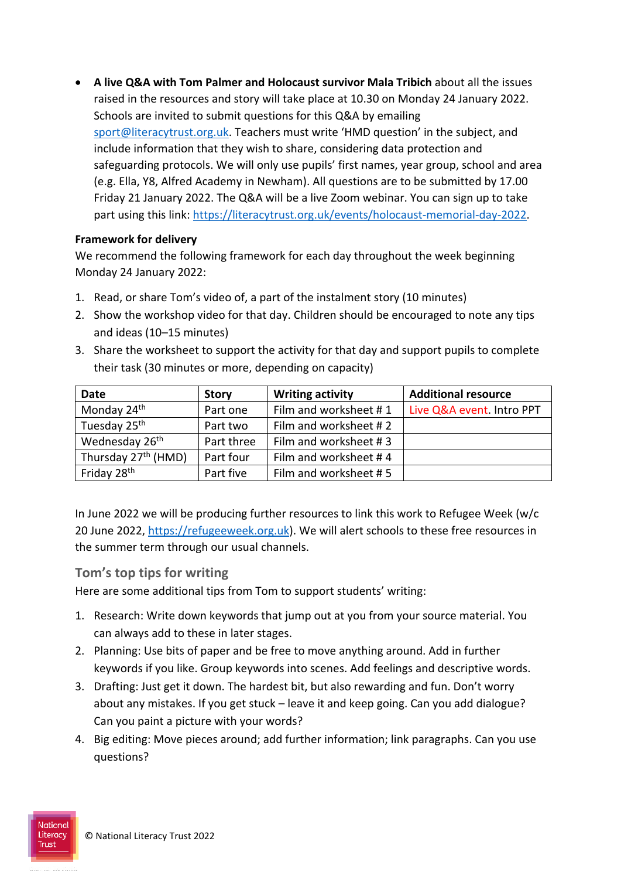- **A live Q&A with Tom Palmer and Holocaust survivor Mala Tribich** about all the issues raised in the resources and story will take place at 10.30 on Monday 24 January 2022. Schools are invited to submit questions for this Q&A by emailing sport@literacytrust.org.uk. Teachers must write 'HMD question' in the subject, and include information that they wish to share, considering data protection and safeguarding protocols. We will only use pupils' first names, year group, school and area (e.g. Ella, Y8, Alfred Academy in Newham). All questions are to be submitted by 17.00 Friday 21 January 2022. The Q&A will be a live Zoom webinar. You can sign up to take part using this link: https://literacytrust.org.uk/events/holocaust-memorial-day-2022.

**Framework for delivery**

We recommend the following framework for each day throughout the week beginning Monday 24 January 2022:

1. Read, or share Tom's video of, a part of the instalment story (10 minutes)
2. Show the workshop video for that day. Children should be encouraged to note any tips and ideas (10–15 minutes)
3. Share the worksheet to support the activity for that day and support pupils to complete their task (30 minutes or more, depending on capacity)

| Date | Story | Writing activity | Additional resource |
|---|---|---|---|
| Monday 24th | Part one | Film and worksheet # 1 | Live Q&A event. Intro PPT |
| Tuesday 25th | Part two | Film and worksheet # 2 | |
| Wednesday 26th | Part three | Film and worksheet # 3 | |
| Thursday 27th (HMD) | Part four | Film and worksheet # 4 | |
| Friday 28th | Part five | Film and worksheet # 5 | |

In June 2022 we will be producing further resources to link this work to Refugee Week (w/c 20 June 2022, https://refugeeweek.org.uk). We will alert schools to these free resources in the summer term through our usual channels.

## Tom's top tips for writing

Here are some additional tips from Tom to support students' writing:

1. Research: Write down keywords that jump out at you from your source material. You can always add to these in later stages.
2. Planning: Use bits of paper and be free to move anything around. Add in further keywords if you like. Group keywords into scenes. Add feelings and descriptive words.
3. Drafting: Just get it down. The hardest bit, but also rewarding and fun. Don't worry about any mistakes. If you get stuck – leave it and keep going. Can you add dialogue? Can you paint a picture with your words?
4. Big editing: Move pieces around; add further information; link paragraphs. Can you use questions?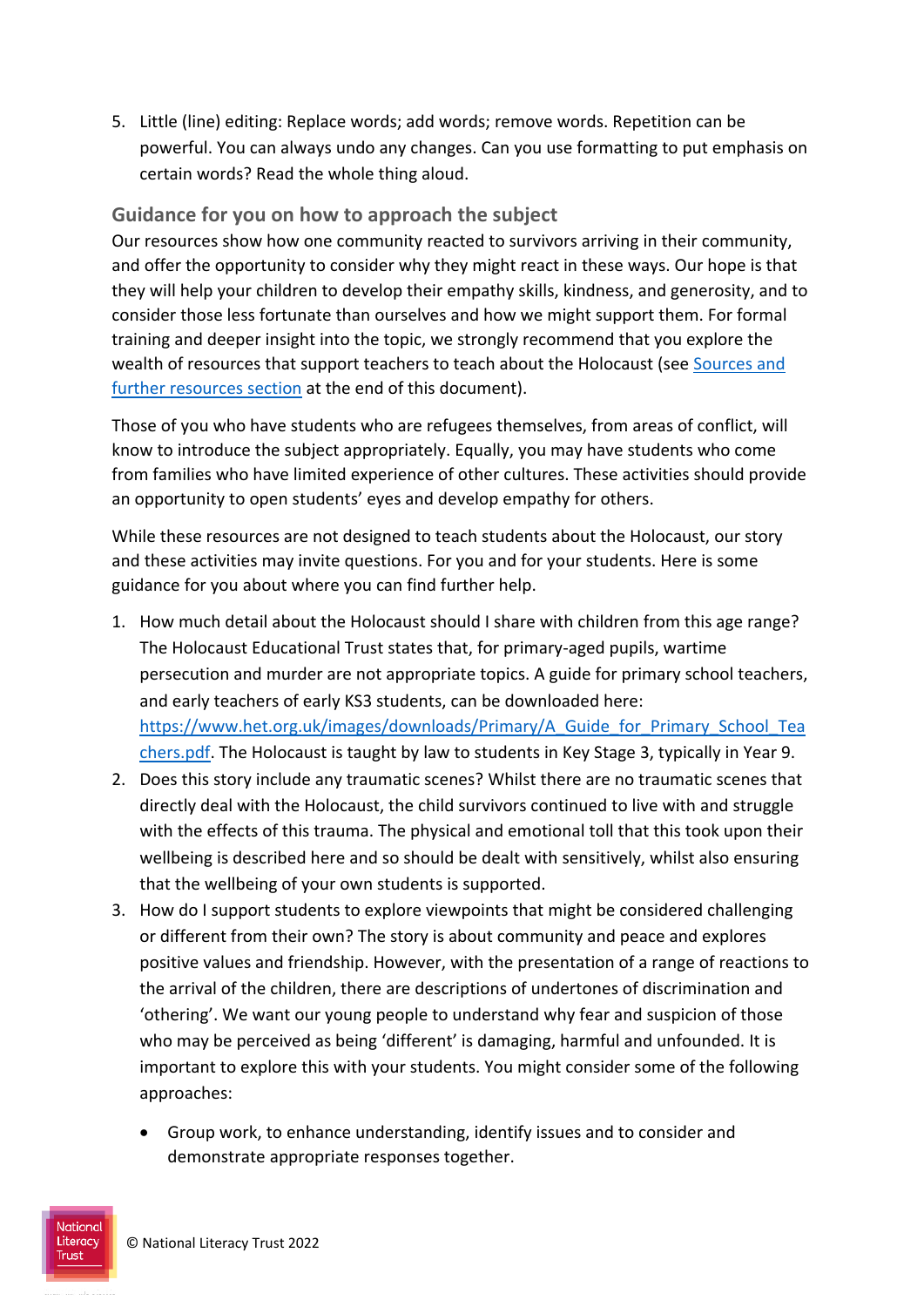5. Little (line) editing: Replace words; add words; remove words. Repetition can be powerful. You can always undo any changes. Can you use formatting to put emphasis on certain words? Read the whole thing aloud.

## Guidance for you on how to approach the subject

Our resources show how one community reacted to survivors arriving in their community, and offer the opportunity to consider why they might react in these ways. Our hope is that they will help your children to develop their empathy skills, kindness, and generosity, and to consider those less fortunate than ourselves and how we might support them. For formal training and deeper insight into the topic, we strongly recommend that you explore the wealth of resources that support teachers to teach about the Holocaust (see [Sources and further resources section](#) at the end of this document).

Those of you who have students who are refugees themselves, from areas of conflict, will know to introduce the subject appropriately. Equally, you may have students who come from families who have limited experience of other cultures. These activities should provide an opportunity to open students' eyes and develop empathy for others.

While these resources are not designed to teach students about the Holocaust, our story and these activities may invite questions. For you and for your students. Here is some guidance for you about where you can find further help.

1. How much detail about the Holocaust should I share with children from this age range? The Holocaust Educational Trust states that, for primary-aged pupils, wartime persecution and murder are not appropriate topics. A guide for primary school teachers, and early teachers of early KS3 students, can be downloaded here: [https://www.het.org.uk/images/downloads/Primary/A_Guide_for_Primary_School_Teachers.pdf](https://www.het.org.uk/images/downloads/Primary/A_Guide_for_Primary_School_Teachers.pdf). The Holocaust is taught by law to students in Key Stage 3, typically in Year 9.
2. Does this story include any traumatic scenes? Whilst there are no traumatic scenes that directly deal with the Holocaust, the child survivors continued to live with and struggle with the effects of this trauma. The physical and emotional toll that this took upon their wellbeing is described here and so should be dealt with sensitively, whilst also ensuring that the wellbeing of your own students is supported.
3. How do I support students to explore viewpoints that might be considered challenging or different from their own? The story is about community and peace and explores positive values and friendship. However, with the presentation of a range of reactions to the arrival of the children, there are descriptions of undertones of discrimination and 'othering'. We want our young people to understand why fear and suspicion of those who may be perceived as being 'different' is damaging, harmful and unfounded. It is important to explore this with your students. You might consider some of the following approaches:

    - Group work, to enhance understanding, identify issues and to consider and demonstrate appropriate responses together.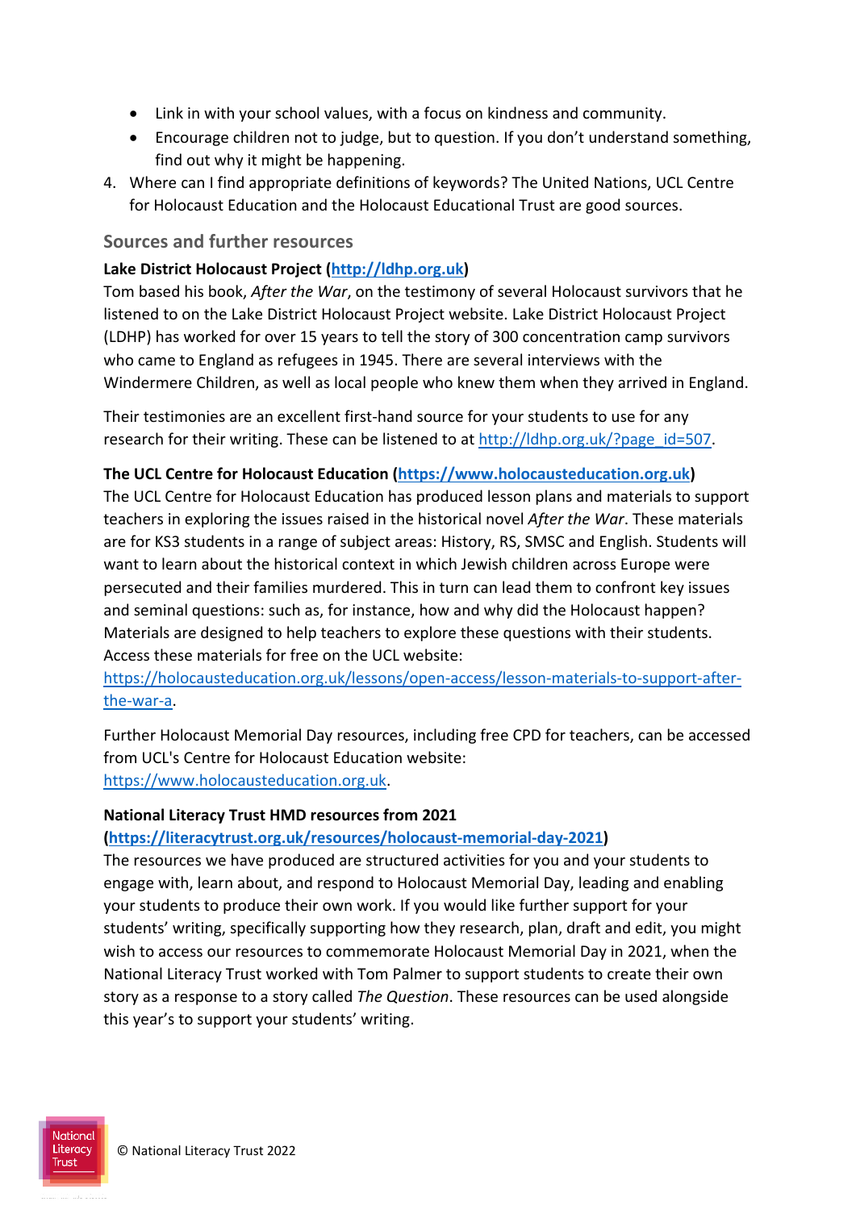- Link in with your school values, with a focus on kindness and community.
- Encourage children not to judge, but to question. If you don't understand something, find out why it might be happening.

4. Where can I find appropriate definitions of keywords? The United Nations, UCL Centre for Holocaust Education and the Holocaust Educational Trust are good sources.

## Sources and further resources

**Lake District Holocaust Project (http://ldhp.org.uk)**

Tom based his book, *After the War*, on the testimony of several Holocaust survivors that he listened to on the Lake District Holocaust Project website. Lake District Holocaust Project (LDHP) has worked for over 15 years to tell the story of 300 concentration camp survivors who came to England as refugees in 1945. There are several interviews with the Windermere Children, as well as local people who knew them when they arrived in England.

Their testimonies are an excellent first-hand source for your students to use for any research for their writing. These can be listened to at http://ldhp.org.uk/?page_id=507.

**The UCL Centre for Holocaust Education (https://www.holocausteducation.org.uk)**

The UCL Centre for Holocaust Education has produced lesson plans and materials to support teachers in exploring the issues raised in the historical novel *After the War*. These materials are for KS3 students in a range of subject areas: History, RS, SMSC and English. Students will want to learn about the historical context in which Jewish children across Europe were persecuted and their families murdered. This in turn can lead them to confront key issues and seminal questions: such as, for instance, how and why did the Holocaust happen? Materials are designed to help teachers to explore these questions with their students. Access these materials for free on the UCL website: https://holocausteducation.org.uk/lessons/open-access/lesson-materials-to-support-after-the-war-a.

Further Holocaust Memorial Day resources, including free CPD for teachers, can be accessed from UCL's Centre for Holocaust Education website: https://www.holocausteducation.org.uk.

**National Literacy Trust HMD resources from 2021 (https://literacytrust.org.uk/resources/holocaust-memorial-day-2021)**

The resources we have produced are structured activities for you and your students to engage with, learn about, and respond to Holocaust Memorial Day, leading and enabling your students to produce their own work. If you would like further support for your students' writing, specifically supporting how they research, plan, draft and edit, you might wish to access our resources to commemorate Holocaust Memorial Day in 2021, when the National Literacy Trust worked with Tom Palmer to support students to create their own story as a response to a story called *The Question*. These resources can be used alongside this year's to support your students' writing.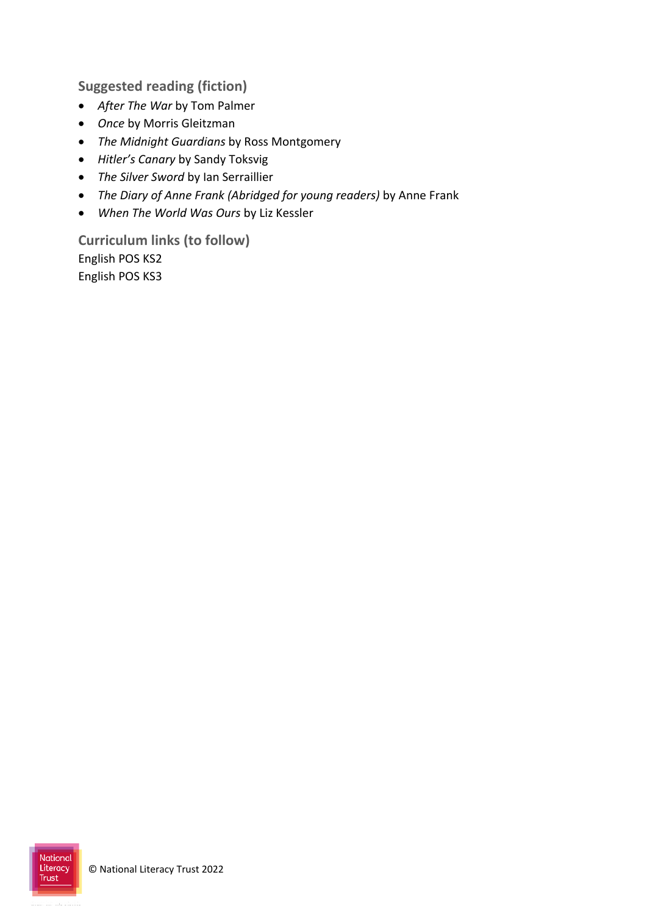### Suggested reading (fiction)

- *After The War* by Tom Palmer
- *Once* by Morris Gleitzman
- *The Midnight Guardians* by Ross Montgomery
- *Hitler's Canary* by Sandy Toksvig
- *The Silver Sword* by Ian Serraillier
- *The Diary of Anne Frank (Abridged for young readers)* by Anne Frank
- *When The World Was Ours* by Liz Kessler

### Curriculum links (to follow)

English POS KS2
English POS KS3

© National Literacy Trust 2022